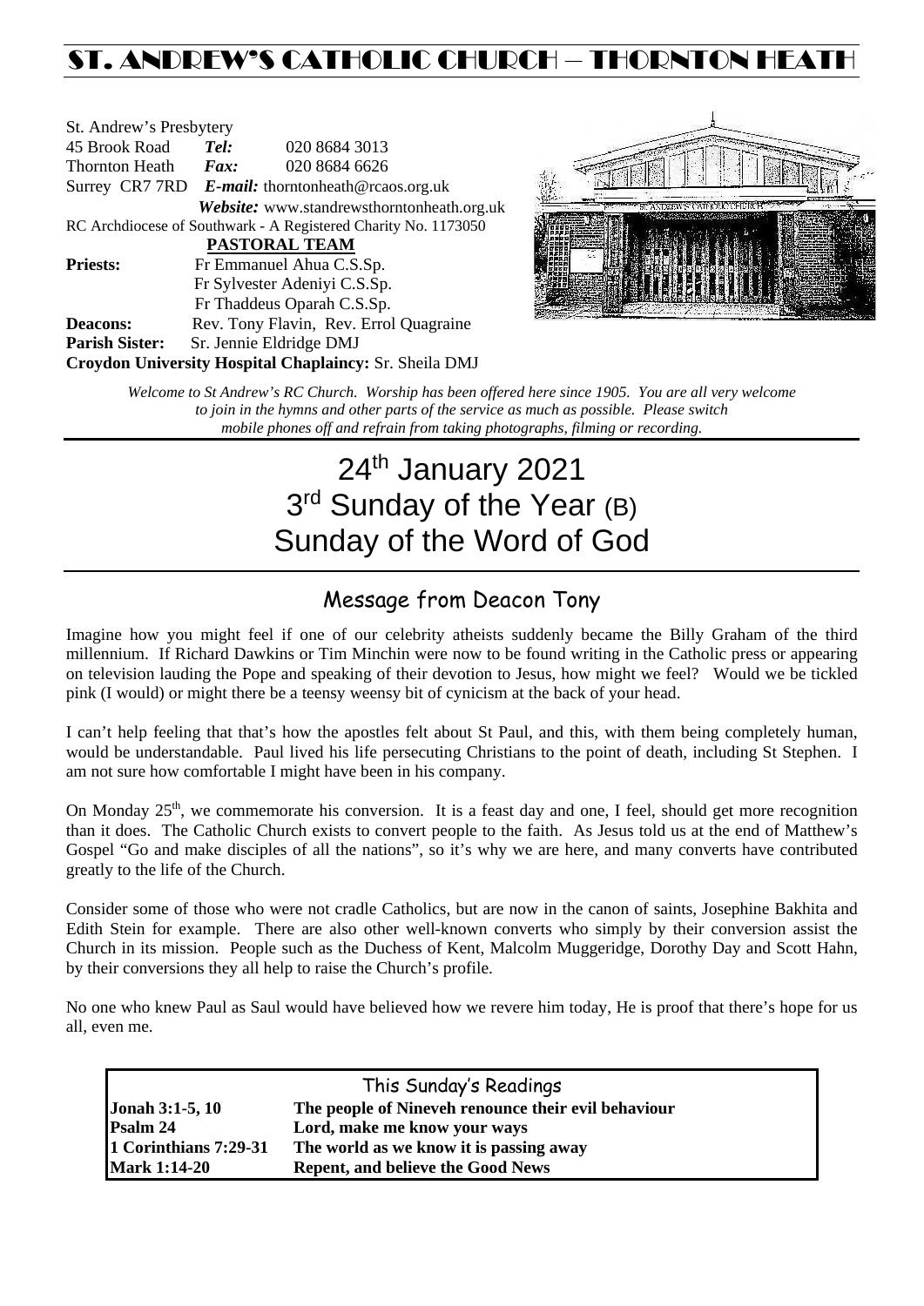# ST. ANDREW'S CATHOLIC CHURCH – THORNTON HEATH

St. Andrew's Presbytery
45 Brook Road **Tel:** 020 8684 3013
Thornton Heath **Fax:** 020 8684 6626
Surrey CR7 7RD ***E-mail:*** thorntonheath@rcaos.org.uk
***Website:*** www.standrewsthorntonheath.org.uk
RC Archdiocese of Southwark - A Registered Charity No. 1173050

**PASTORAL TEAM**

**Priests:** Fr Emmanuel Ahua C.S.Sp.
Fr Sylvester Adeniyi C.S.Sp.
Fr Thaddeus Oparah C.S.Sp.
**Deacons:** Rev. Tony Flavin, Rev. Errol Quagraine
**Parish Sister:** Sr. Jennie Eldridge DMJ
**Croydon University Hospital Chaplaincy:** Sr. Sheila DMJ

*Welcome to St Andrew's RC Church. Worship has been offered here since 1905. You are all very welcome to join in the hymns and other parts of the service as much as possible. Please switch mobile phones off and refrain from taking photographs, filming or recording.*

# 24th January 2021
# 3rd Sunday of the Year (B)
# Sunday of the Word of God

## Message from Deacon Tony

Imagine how you might feel if one of our celebrity atheists suddenly became the Billy Graham of the third millennium. If Richard Dawkins or Tim Minchin were now to be found writing in the Catholic press or appearing on television lauding the Pope and speaking of their devotion to Jesus, how might we feel? Would we be tickled pink (I would) or might there be a teensy weensy bit of cynicism at the back of your head.

I can't help feeling that that's how the apostles felt about St Paul, and this, with them being completely human, would be understandable. Paul lived his life persecuting Christians to the point of death, including St Stephen. I am not sure how comfortable I might have been in his company.

On Monday 25th, we commemorate his conversion. It is a feast day and one, I feel, should get more recognition than it does. The Catholic Church exists to convert people to the faith. As Jesus told us at the end of Matthew's Gospel "Go and make disciples of all the nations", so it's why we are here, and many converts have contributed greatly to the life of the Church.

Consider some of those who were not cradle Catholics, but are now in the canon of saints, Josephine Bakhita and Edith Stein for example. There are also other well-known converts who simply by their conversion assist the Church in its mission. People such as the Duchess of Kent, Malcolm Muggeridge, Dorothy Day and Scott Hahn, by their conversions they all help to raise the Church's profile.

No one who knew Paul as Saul would have believed how we revere him today, He is proof that there's hope for us all, even me.

| This Sunday's Readings | |
|---|---|
| **Jonah 3:1-5, 10** | **The people of Nineveh renounce their evil behaviour** |
| **Psalm 24** | **Lord, make me know your ways** |
| **1 Corinthians 7:29-31** | **The world as we know it is passing away** |
| **Mark 1:14-20** | **Repent, and believe the Good News** |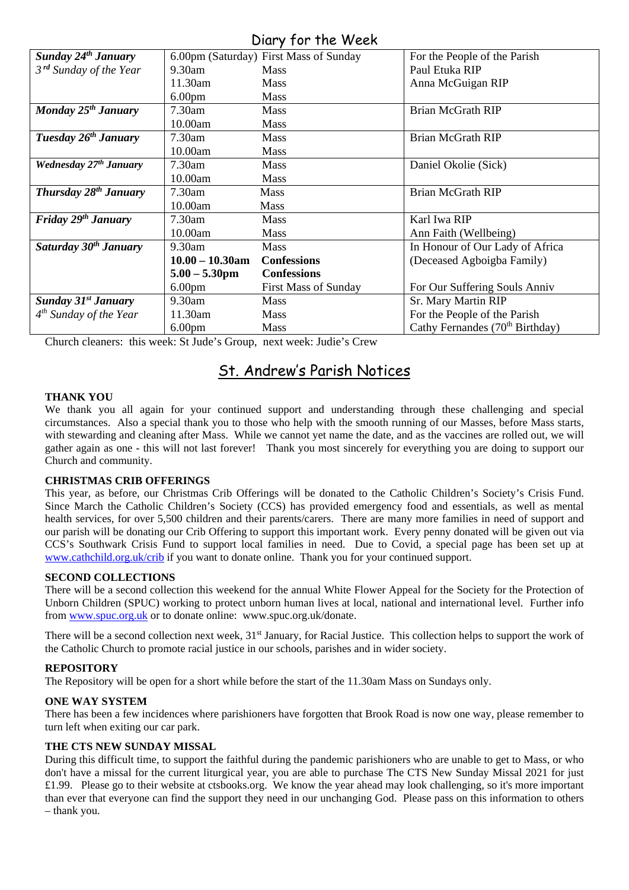## Diary for the Week

| | | | |
|---|---|---|---|
| ***Sunday 24th January*** | 6.00pm (Saturday) | First Mass of Sunday | For the People of the Parish |
| *3rd Sunday of the Year* | 9.30am | Mass | Paul Etuka RIP |
| | 11.30am | Mass | Anna McGuigan RIP |
| | 6.00pm | Mass | |
| ***Monday 25th January*** | 7.30am | Mass | Brian McGrath RIP |
| | 10.00am | Mass | |
| ***Tuesday 26th January*** | 7.30am | Mass | Brian McGrath RIP |
| | 10.00am | Mass | |
| ***Wednesday 27th January*** | 7.30am | Mass | Daniel Okolie (Sick) |
| | 10.00am | Mass | |
| ***Thursday 28th January*** | 7.30am | Mass | Brian McGrath RIP |
| | 10.00am | Mass | |
| ***Friday 29th January*** | 7.30am | Mass | Karl Iwa RIP |
| | 10.00am | Mass | Ann Faith (Wellbeing) |
| ***Saturday 30th January*** | 9.30am | Mass | In Honour of Our Lady of Africa |
| | **10.00 – 10.30am** | **Confessions** | (Deceased Agboigba Family) |
| | **5.00 – 5.30pm** | **Confessions** | |
| | 6.00pm | First Mass of Sunday | For Our Suffering Souls Anniv |
| ***Sunday 31st January*** | 9.30am | Mass | Sr. Mary Martin RIP |
| *4th Sunday of the Year* | 11.30am | Mass | For the People of the Parish |
| | 6.00pm | Mass | Cathy Fernandes (70th Birthday) |

Church cleaners: this week: St Jude's Group, next week: Judie's Crew

## St. Andrew's Parish Notices

**THANK YOU**

We thank you all again for your continued support and understanding through these challenging and special circumstances. Also a special thank you to those who help with the smooth running of our Masses, before Mass starts, with stewarding and cleaning after Mass. While we cannot yet name the date, and as the vaccines are rolled out, we will gather again as one - this will not last forever! Thank you most sincerely for everything you are doing to support our Church and community.

**CHRISTMAS CRIB OFFERINGS**

This year, as before, our Christmas Crib Offerings will be donated to the Catholic Children's Society's Crisis Fund. Since March the Catholic Children's Society (CCS) has provided emergency food and essentials, as well as mental health services, for over 5,500 children and their parents/carers. There are many more families in need of support and our parish will be donating our Crib Offering to support this important work. Every penny donated will be given out via CCS's Southwark Crisis Fund to support local families in need. Due to Covid, a special page has been set up at www.cathchild.org.uk/crib if you want to donate online. Thank you for your continued support.

**SECOND COLLECTIONS**

There will be a second collection this weekend for the annual White Flower Appeal for the Society for the Protection of Unborn Children (SPUC) working to protect unborn human lives at local, national and international level. Further info from www.spuc.org.uk or to donate online: www.spuc.org.uk/donate.

There will be a second collection next week, 31st January, for Racial Justice. This collection helps to support the work of the Catholic Church to promote racial justice in our schools, parishes and in wider society.

**REPOSITORY**

The Repository will be open for a short while before the start of the 11.30am Mass on Sundays only.

**ONE WAY SYSTEM**

There has been a few incidences where parishioners have forgotten that Brook Road is now one way, please remember to turn left when exiting our car park.

**THE CTS NEW SUNDAY MISSAL**

During this difficult time, to support the faithful during the pandemic parishioners who are unable to get to Mass, or who don't have a missal for the current liturgical year, you are able to purchase The CTS New Sunday Missal 2021 for just £1.99. Please go to their website at ctsbooks.org. We know the year ahead may look challenging, so it's more important than ever that everyone can find the support they need in our unchanging God. Please pass on this information to others – thank you.